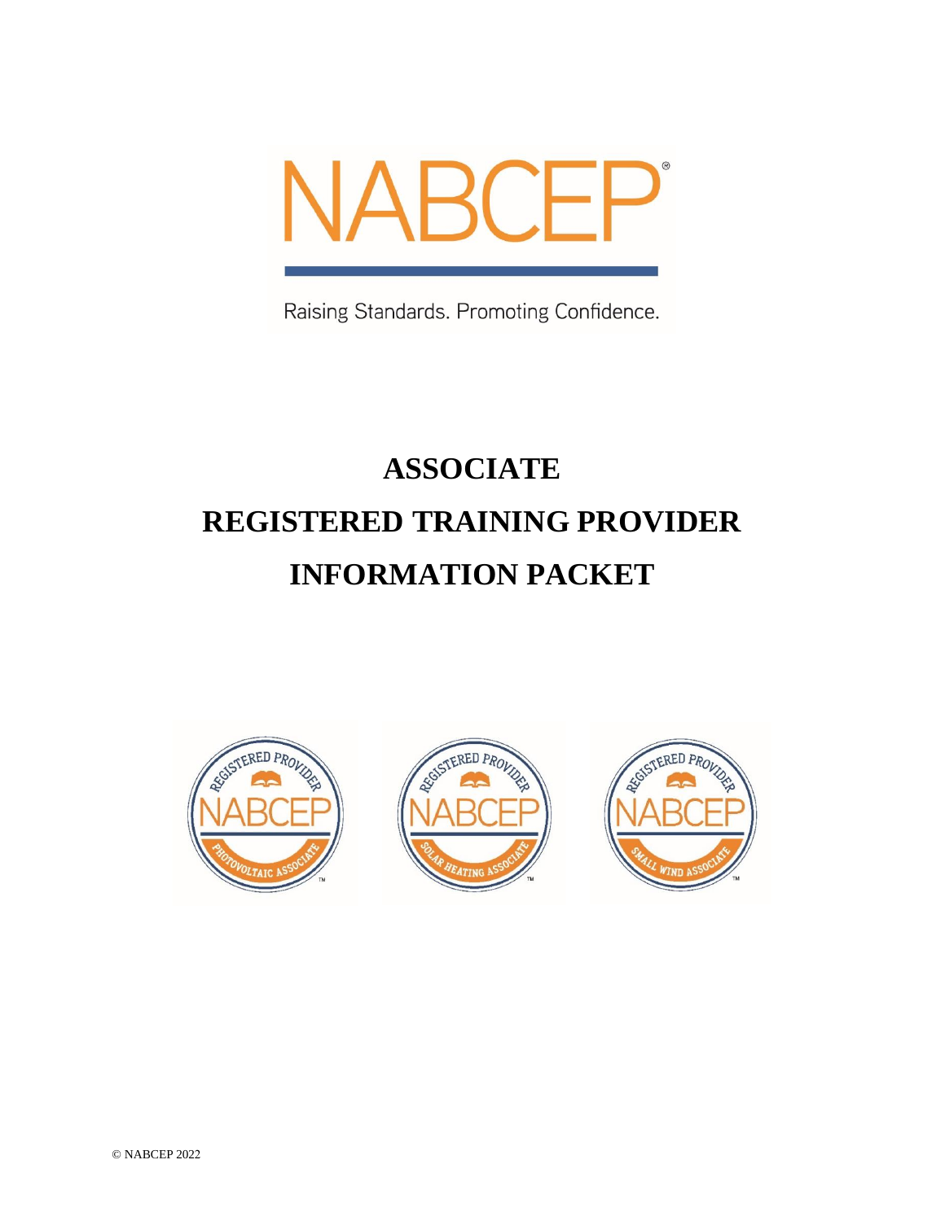NABCEP®

Raising Standards. Promoting Confidence.

# ASSOCIATE
# REGISTERED TRAINING PROVIDER
# INFORMATION PACKET

© NABCEP 2022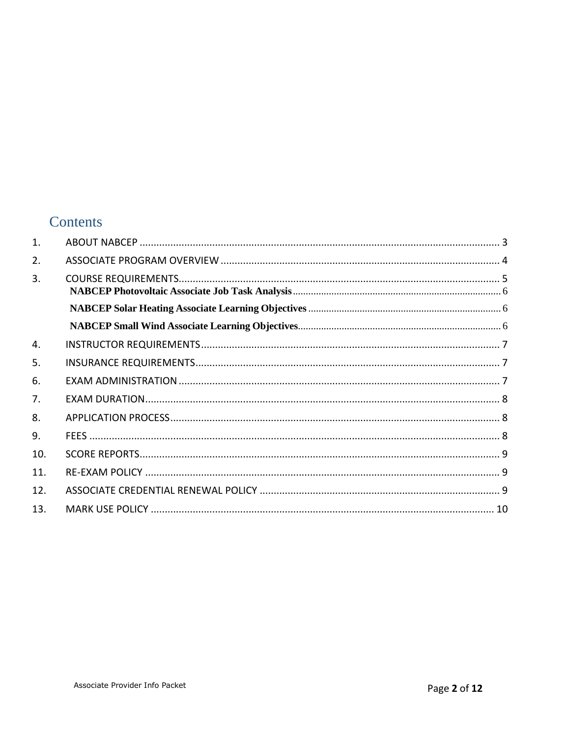## Contents

1. ABOUT NABCEP ................................................................ 3
2. ASSOCIATE PROGRAM OVERVIEW ................................................................ 4
3. COURSE REQUIREMENTS................................................................ 5
   - **NABCEP Photovoltaic Associate Job Task Analysis** ................................ 6
   - **NABCEP Solar Heating Associate Learning Objectives** ................................ 6
   - **NABCEP Small Wind Associate Learning Objectives** ................................ 6
4. INSTRUCTOR REQUIREMENTS................................................................ 7
5. INSURANCE REQUIREMENTS................................................................ 7
6. EXAM ADMINISTRATION ................................................................ 7
7. EXAM DURATION................................................................ 8
8. APPLICATION PROCESS................................................................ 8
9. FEES ................................................................ 8
10. SCORE REPORTS................................................................ 9
11. RE-EXAM POLICY ................................................................ 9
12. ASSOCIATE CREDENTIAL RENEWAL POLICY ................................................................ 9
13. MARK USE POLICY ................................................................ 10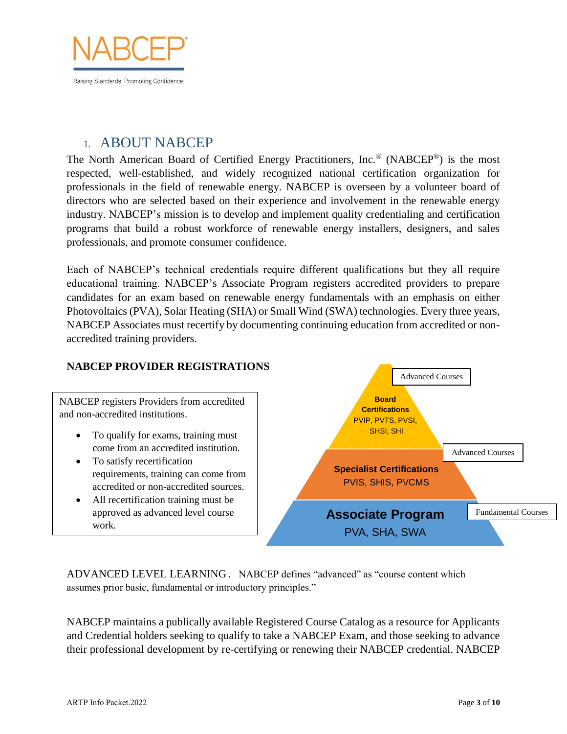# 1. ABOUT NABCEP

The North American Board of Certified Energy Practitioners, Inc.® (NABCEP®) is the most respected, well-established, and widely recognized national certification organization for professionals in the field of renewable energy. NABCEP is overseen by a volunteer board of directors who are selected based on their experience and involvement in the renewable energy industry. NABCEP's mission is to develop and implement quality credentialing and certification programs that build a robust workforce of renewable energy installers, designers, and sales professionals, and promote consumer confidence.

Each of NABCEP's technical credentials require different qualifications but they all require educational training. NABCEP's Associate Program registers accredited providers to prepare candidates for an exam based on renewable energy fundamentals with an emphasis on either Photovoltaics (PVA), Solar Heating (SHA) or Small Wind (SWA) technologies. Every three years, NABCEP Associates must recertify by documenting continuing education from accredited or non-accredited training providers.

**NABCEP PROVIDER REGISTRATIONS**

NABCEP registers Providers from accredited and non-accredited institutions.

- To qualify for exams, training must come from an accredited institution.
- To satisfy recertification requirements, training can come from accredited or non-accredited sources.
- All recertification training must be approved as advanced level course work.

**Board Certifications** PVIP, PVTS, PVSI, SHSI, SHI — Advanced Courses

**Specialist Certifications** PVIS, SHIS, PVCMS — Advanced Courses

**Associate Program** PVA, SHA, SWA — Fundamental Courses

ADVANCED LEVEL LEARNING. NABCEP defines "advanced" as "course content which assumes prior basic, fundamental or introductory principles."

NABCEP maintains a publically available Registered Course Catalog as a resource for Applicants and Credential holders seeking to qualify to take a NABCEP Exam, and those seeking to advance their professional development by re-certifying or renewing their NABCEP credential. NABCEP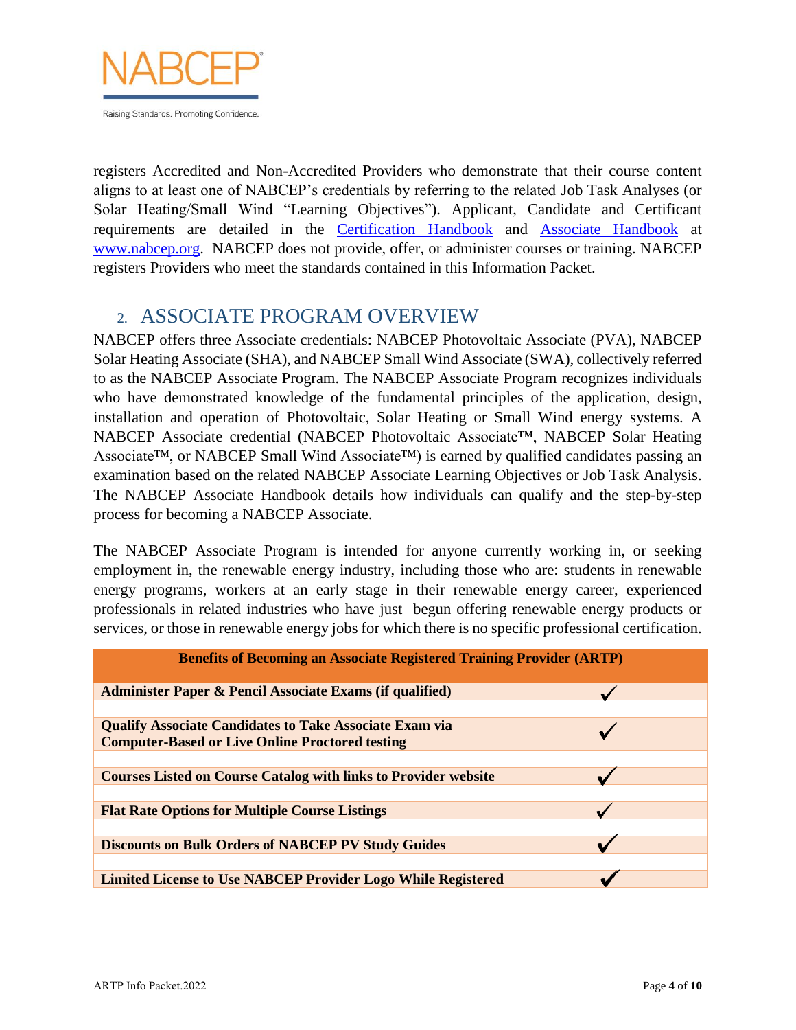registers Accredited and Non-Accredited Providers who demonstrate that their course content aligns to at least one of NABCEP's credentials by referring to the related Job Task Analyses (or Solar Heating/Small Wind "Learning Objectives"). Applicant, Candidate and Certificant requirements are detailed in the [Certification Handbook]() and [Associate Handbook]() at [www.nabcep.org](). NABCEP does not provide, offer, or administer courses or training. NABCEP registers Providers who meet the standards contained in this Information Packet.

## 2. ASSOCIATE PROGRAM OVERVIEW

NABCEP offers three Associate credentials: NABCEP Photovoltaic Associate (PVA), NABCEP Solar Heating Associate (SHA), and NABCEP Small Wind Associate (SWA), collectively referred to as the NABCEP Associate Program. The NABCEP Associate Program recognizes individuals who have demonstrated knowledge of the fundamental principles of the application, design, installation and operation of Photovoltaic, Solar Heating or Small Wind energy systems. A NABCEP Associate credential (NABCEP Photovoltaic Associate™, NABCEP Solar Heating Associate™, or NABCEP Small Wind Associate™) is earned by qualified candidates passing an examination based on the related NABCEP Associate Learning Objectives or Job Task Analysis. The NABCEP Associate Handbook details how individuals can qualify and the step-by-step process for becoming a NABCEP Associate.

The NABCEP Associate Program is intended for anyone currently working in, or seeking employment in, the renewable energy industry, including those who are: students in renewable energy programs, workers at an early stage in their renewable energy career, experienced professionals in related industries who have just begun offering renewable energy products or services, or those in renewable energy jobs for which there is no specific professional certification.

| **Benefits of Becoming an Associate Registered Training Provider (ARTP)** | |
|---|---|
| **Administer Paper & Pencil Associate Exams (if qualified)** | ✓ |
| **Qualify Associate Candidates to Take Associate Exam via Computer-Based or Live Online Proctored testing** | ✓ |
| **Courses Listed on Course Catalog with links to Provider website** | ✓ |
| **Flat Rate Options for Multiple Course Listings** | ✓ |
| **Discounts on Bulk Orders of NABCEP PV Study Guides** | ✓ |
| **Limited License to Use NABCEP Provider Logo While Registered** | ✓ |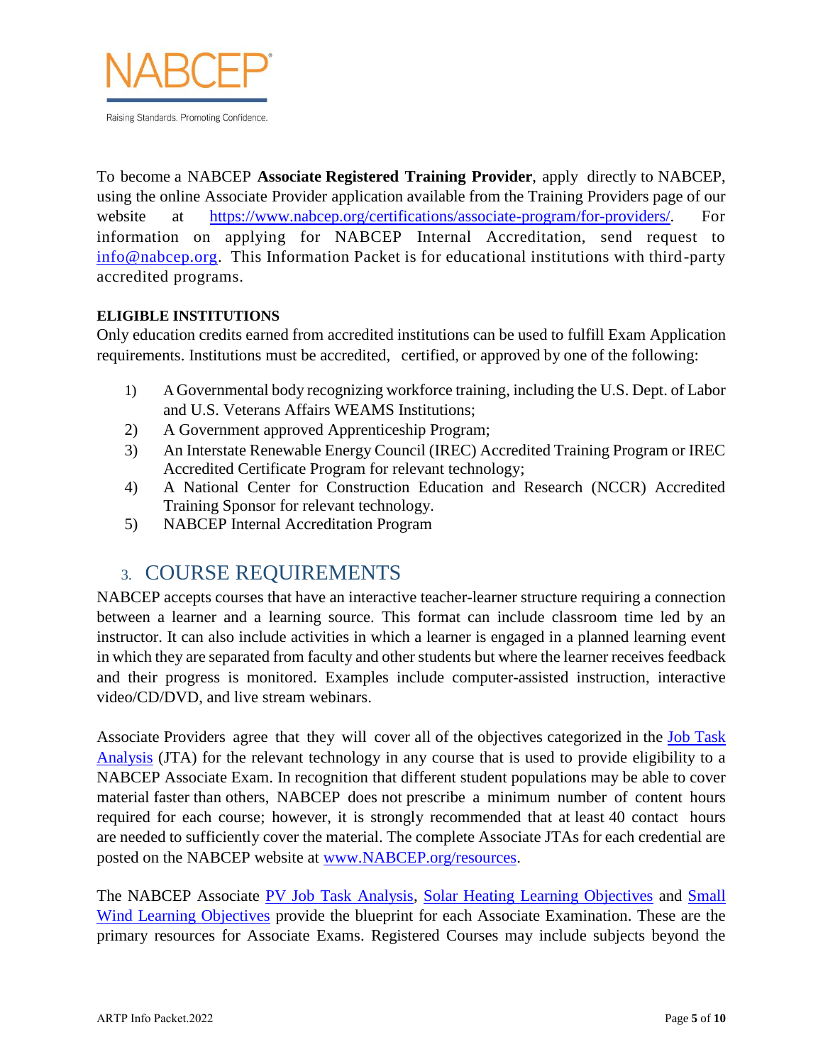NABCEP

Raising Standards. Promoting Confidence.

To become a NABCEP **Associate Registered Training Provider**, apply directly to NABCEP, using the online Associate Provider application available from the Training Providers page of our website at [https://www.nabcep.org/certifications/associate-program/for-providers/](https://www.nabcep.org/certifications/associate-program/for-providers/). For information on applying for NABCEP Internal Accreditation, send request to [info@nabcep.org](mailto:info@nabcep.org). This Information Packet is for educational institutions with third-party accredited programs.

**ELIGIBLE INSTITUTIONS**

Only education credits earned from accredited institutions can be used to fulfill Exam Application requirements. Institutions must be accredited, certified, or approved by one of the following:

1) A Governmental body recognizing workforce training, including the U.S. Dept. of Labor and U.S. Veterans Affairs WEAMS Institutions;
2) A Government approved Apprenticeship Program;
3) An Interstate Renewable Energy Council (IREC) Accredited Training Program or IREC Accredited Certificate Program for relevant technology;
4) A National Center for Construction Education and Research (NCCR) Accredited Training Sponsor for relevant technology.
5) NABCEP Internal Accreditation Program

## 3. COURSE REQUIREMENTS

NABCEP accepts courses that have an interactive teacher-learner structure requiring a connection between a learner and a learning source. This format can include classroom time led by an instructor. It can also include activities in which a learner is engaged in a planned learning event in which they are separated from faculty and other students but where the learner receives feedback and their progress is monitored. Examples include computer-assisted instruction, interactive video/CD/DVD, and live stream webinars.

Associate Providers agree that they will cover all of the objectives categorized in the Job Task Analysis (JTA) for the relevant technology in any course that is used to provide eligibility to a NABCEP Associate Exam. In recognition that different student populations may be able to cover material faster than others, NABCEP does not prescribe a minimum number of content hours required for each course; however, it is strongly recommended that at least 40 contact hours are needed to sufficiently cover the material. The complete Associate JTAs for each credential are posted on the NABCEP website at [www.NABCEP.org/resources](http://www.NABCEP.org/resources).

The NABCEP Associate PV Job Task Analysis, Solar Heating Learning Objectives and Small Wind Learning Objectives provide the blueprint for each Associate Examination. These are the primary resources for Associate Exams. Registered Courses may include subjects beyond the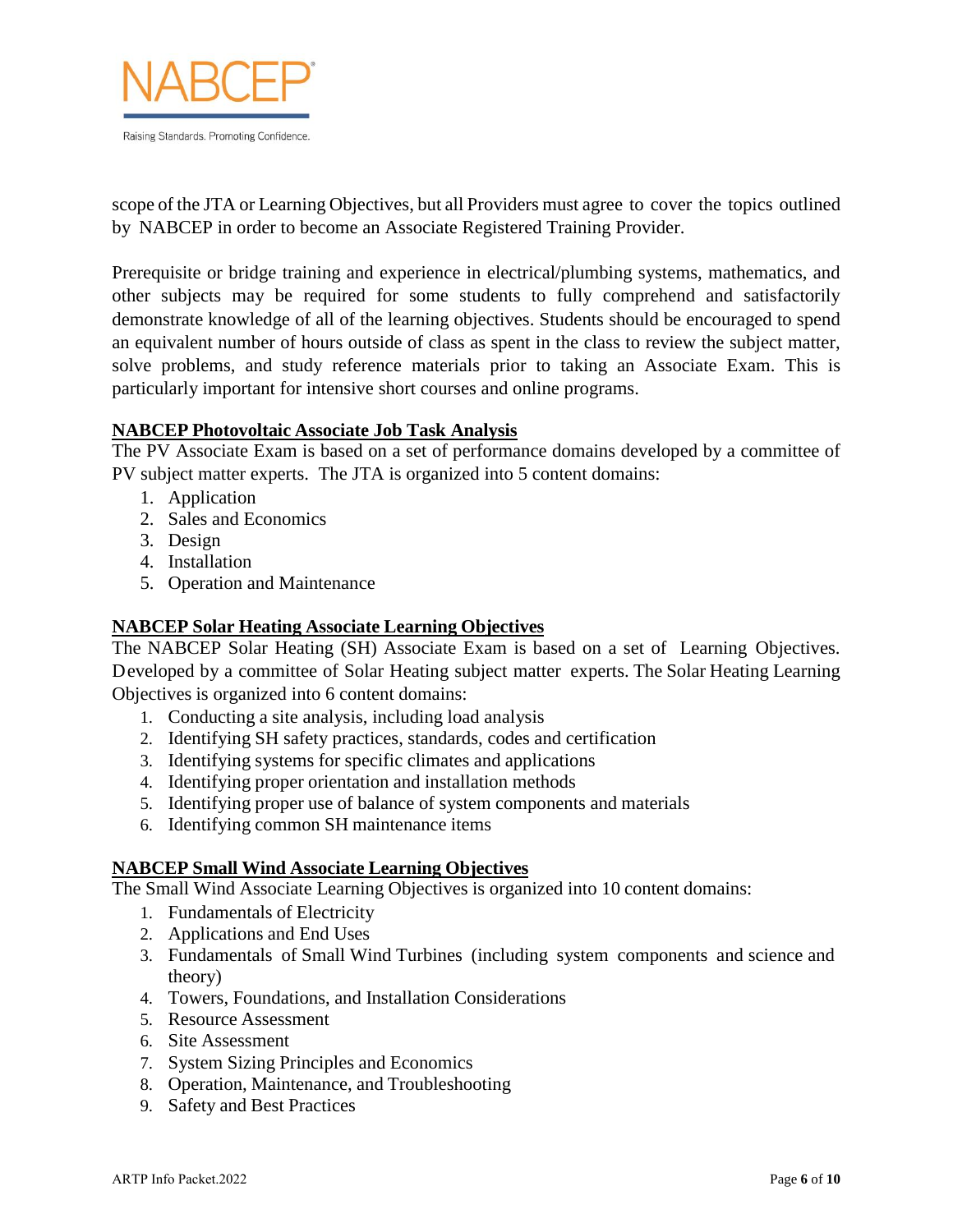scope of the JTA or Learning Objectives, but all Providers must agree to cover the topics outlined by NABCEP in order to become an Associate Registered Training Provider.

Prerequisite or bridge training and experience in electrical/plumbing systems, mathematics, and other subjects may be required for some students to fully comprehend and satisfactorily demonstrate knowledge of all of the learning objectives. Students should be encouraged to spend an equivalent number of hours outside of class as spent in the class to review the subject matter, solve problems, and study reference materials prior to taking an Associate Exam. This is particularly important for intensive short courses and online programs.

**NABCEP Photovoltaic Associate Job Task Analysis**

The PV Associate Exam is based on a set of performance domains developed by a committee of PV subject matter experts. The JTA is organized into 5 content domains:

1. Application
2. Sales and Economics
3. Design
4. Installation
5. Operation and Maintenance

**NABCEP Solar Heating Associate Learning Objectives**

The NABCEP Solar Heating (SH) Associate Exam is based on a set of Learning Objectives. Developed by a committee of Solar Heating subject matter experts. The Solar Heating Learning Objectives is organized into 6 content domains:

1. Conducting a site analysis, including load analysis
2. Identifying SH safety practices, standards, codes and certification
3. Identifying systems for specific climates and applications
4. Identifying proper orientation and installation methods
5. Identifying proper use of balance of system components and materials
6. Identifying common SH maintenance items

**NABCEP Small Wind Associate Learning Objectives**

The Small Wind Associate Learning Objectives is organized into 10 content domains:

1. Fundamentals of Electricity
2. Applications and End Uses
3. Fundamentals of Small Wind Turbines (including system components and science and theory)
4. Towers, Foundations, and Installation Considerations
5. Resource Assessment
6. Site Assessment
7. System Sizing Principles and Economics
8. Operation, Maintenance, and Troubleshooting
9. Safety and Best Practices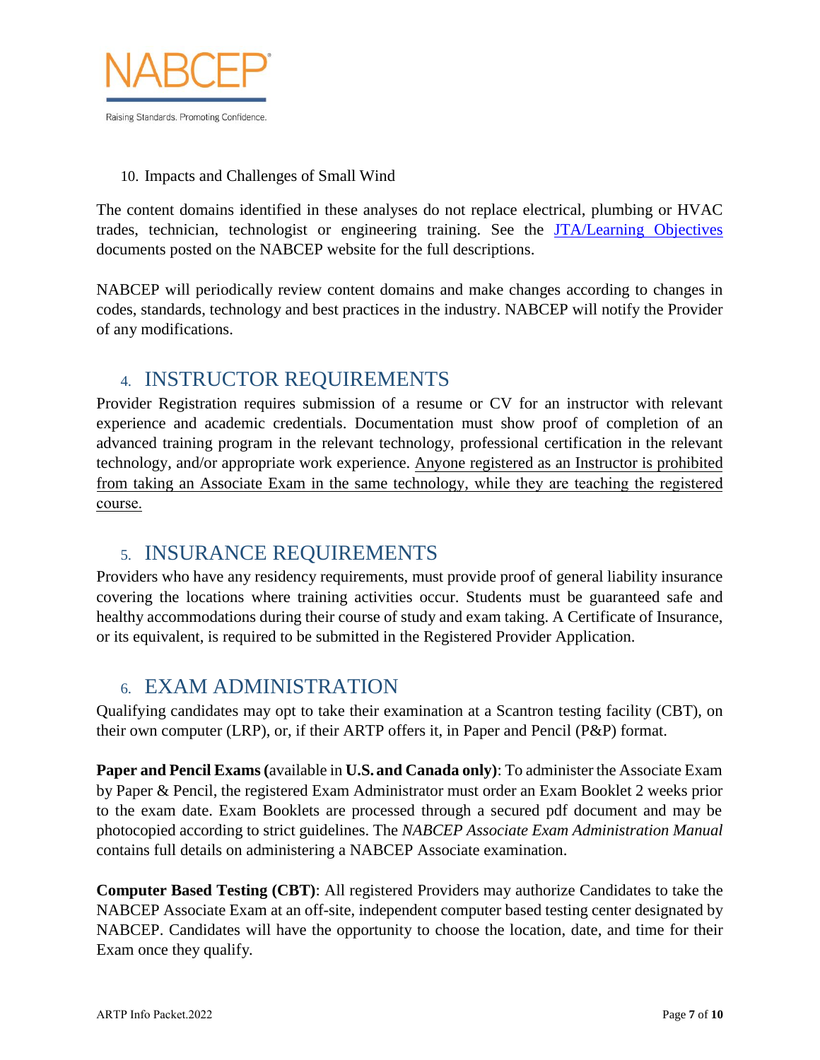10. Impacts and Challenges of Small Wind

The content domains identified in these analyses do not replace electrical, plumbing or HVAC trades, technician, technologist or engineering training. See the JTA/Learning Objectives documents posted on the NABCEP website for the full descriptions.

NABCEP will periodically review content domains and make changes according to changes in codes, standards, technology and best practices in the industry. NABCEP will notify the Provider of any modifications.

## 4. INSTRUCTOR REQUIREMENTS

Provider Registration requires submission of a resume or CV for an instructor with relevant experience and academic credentials. Documentation must show proof of completion of an advanced training program in the relevant technology, professional certification in the relevant technology, and/or appropriate work experience. Anyone registered as an Instructor is prohibited from taking an Associate Exam in the same technology, while they are teaching the registered course.

## 5. INSURANCE REQUIREMENTS

Providers who have any residency requirements, must provide proof of general liability insurance covering the locations where training activities occur. Students must be guaranteed safe and healthy accommodations during their course of study and exam taking. A Certificate of Insurance, or its equivalent, is required to be submitted in the Registered Provider Application.

## 6. EXAM ADMINISTRATION

Qualifying candidates may opt to take their examination at a Scantron testing facility (CBT), on their own computer (LRP), or, if their ARTP offers it, in Paper and Pencil (P&P) format.

**Paper and Pencil Exams (**available in **U.S. and Canada only)**: To administer the Associate Exam by Paper & Pencil, the registered Exam Administrator must order an Exam Booklet 2 weeks prior to the exam date. Exam Booklets are processed through a secured pdf document and may be photocopied according to strict guidelines. The *NABCEP Associate Exam Administration Manual* contains full details on administering a NABCEP Associate examination.

**Computer Based Testing (CBT)**: All registered Providers may authorize Candidates to take the NABCEP Associate Exam at an off-site, independent computer based testing center designated by NABCEP. Candidates will have the opportunity to choose the location, date, and time for their Exam once they qualify.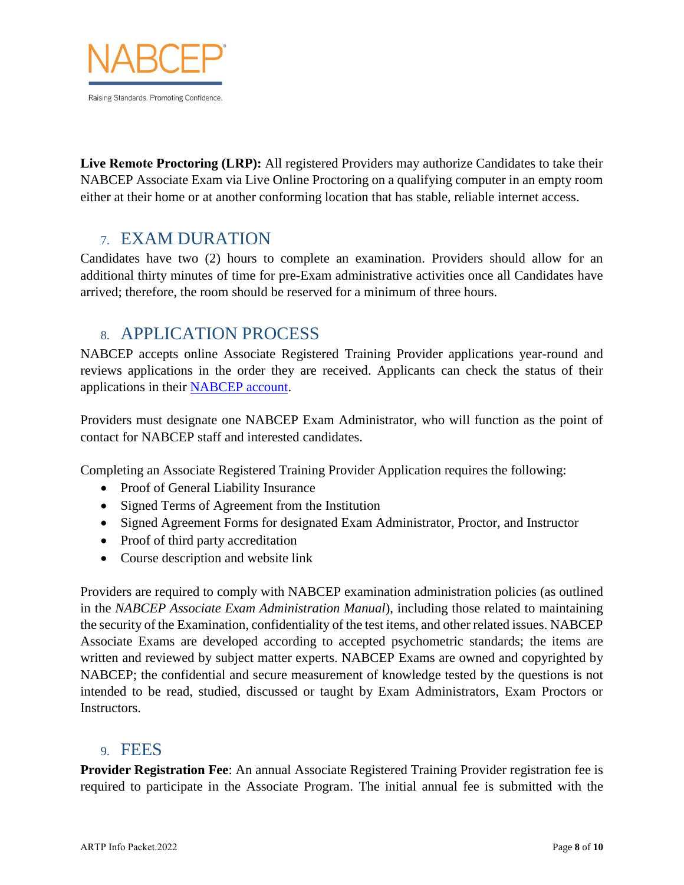**Live Remote Proctoring (LRP):** All registered Providers may authorize Candidates to take their NABCEP Associate Exam via Live Online Proctoring on a qualifying computer in an empty room either at their home or at another conforming location that has stable, reliable internet access.

## 7. EXAM DURATION

Candidates have two (2) hours to complete an examination. Providers should allow for an additional thirty minutes of time for pre-Exam administrative activities once all Candidates have arrived; therefore, the room should be reserved for a minimum of three hours.

## 8. APPLICATION PROCESS

NABCEP accepts online Associate Registered Training Provider applications year-round and reviews applications in the order they are received. Applicants can check the status of their applications in their NABCEP account.

Providers must designate one NABCEP Exam Administrator, who will function as the point of contact for NABCEP staff and interested candidates.

Completing an Associate Registered Training Provider Application requires the following:

- Proof of General Liability Insurance
- Signed Terms of Agreement from the Institution
- Signed Agreement Forms for designated Exam Administrator, Proctor, and Instructor
- Proof of third party accreditation
- Course description and website link

Providers are required to comply with NABCEP examination administration policies (as outlined in the *NABCEP Associate Exam Administration Manual*), including those related to maintaining the security of the Examination, confidentiality of the test items, and other related issues. NABCEP Associate Exams are developed according to accepted psychometric standards; the items are written and reviewed by subject matter experts. NABCEP Exams are owned and copyrighted by NABCEP; the confidential and secure measurement of knowledge tested by the questions is not intended to be read, studied, discussed or taught by Exam Administrators, Exam Proctors or Instructors.

## 9. FEES

**Provider Registration Fee**: An annual Associate Registered Training Provider registration fee is required to participate in the Associate Program. The initial annual fee is submitted with the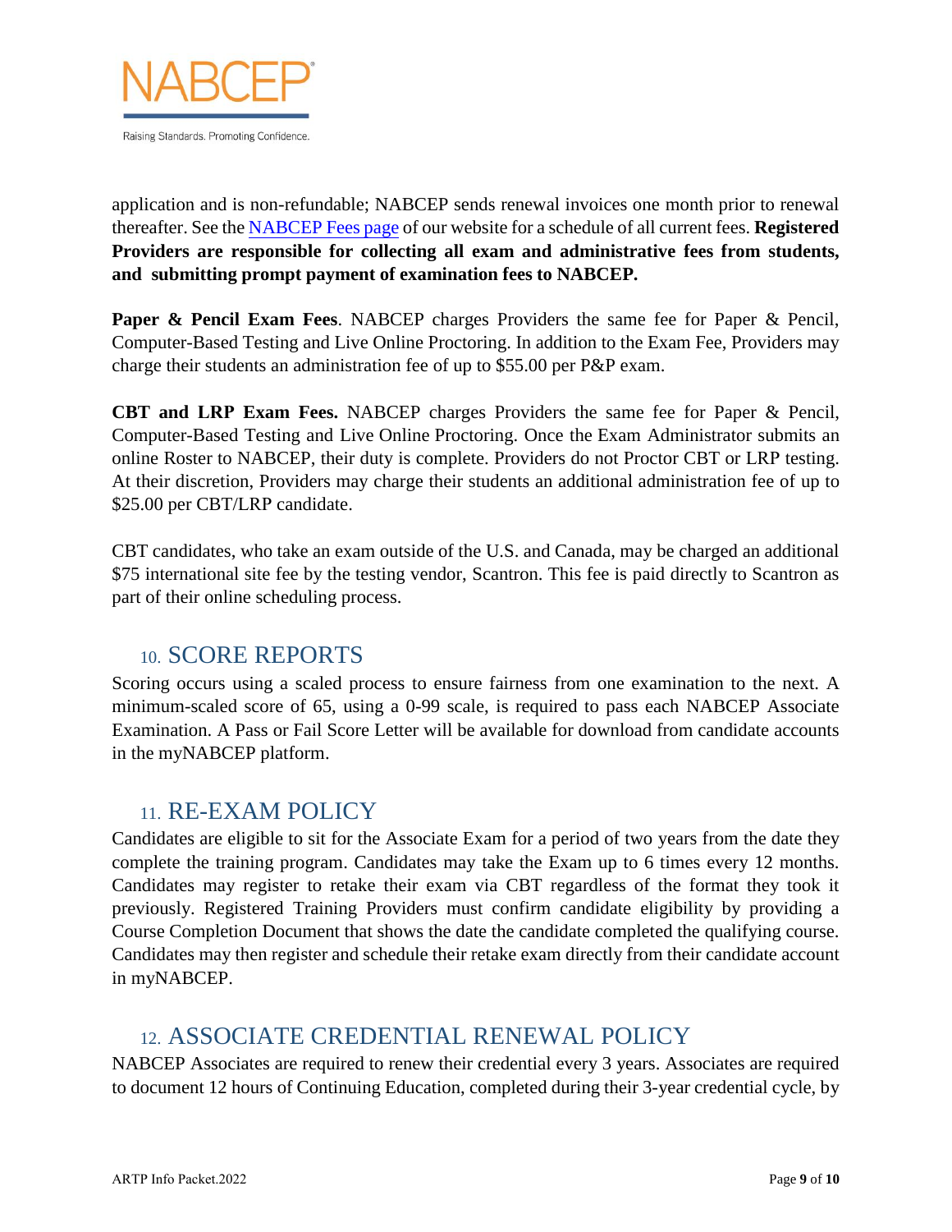application and is non-refundable; NABCEP sends renewal invoices one month prior to renewal thereafter. See the [NABCEP Fees page](#) of our website for a schedule of all current fees. **Registered Providers are responsible for collecting all exam and administrative fees from students, and submitting prompt payment of examination fees to NABCEP.**

**Paper & Pencil Exam Fees**. NABCEP charges Providers the same fee for Paper & Pencil, Computer-Based Testing and Live Online Proctoring. In addition to the Exam Fee, Providers may charge their students an administration fee of up to $55.00 per P&P exam.

**CBT and LRP Exam Fees.** NABCEP charges Providers the same fee for Paper & Pencil, Computer-Based Testing and Live Online Proctoring. Once the Exam Administrator submits an online Roster to NABCEP, their duty is complete. Providers do not Proctor CBT or LRP testing. At their discretion, Providers may charge their students an additional administration fee of up to $25.00 per CBT/LRP candidate.

CBT candidates, who take an exam outside of the U.S. and Canada, may be charged an additional $75 international site fee by the testing vendor, Scantron. This fee is paid directly to Scantron as part of their online scheduling process.

## 10. SCORE REPORTS

Scoring occurs using a scaled process to ensure fairness from one examination to the next. A minimum-scaled score of 65, using a 0-99 scale, is required to pass each NABCEP Associate Examination. A Pass or Fail Score Letter will be available for download from candidate accounts in the myNABCEP platform.

## 11. RE-EXAM POLICY

Candidates are eligible to sit for the Associate Exam for a period of two years from the date they complete the training program. Candidates may take the Exam up to 6 times every 12 months. Candidates may register to retake their exam via CBT regardless of the format they took it previously. Registered Training Providers must confirm candidate eligibility by providing a Course Completion Document that shows the date the candidate completed the qualifying course. Candidates may then register and schedule their retake exam directly from their candidate account in myNABCEP.

## 12. ASSOCIATE CREDENTIAL RENEWAL POLICY

NABCEP Associates are required to renew their credential every 3 years. Associates are required to document 12 hours of Continuing Education, completed during their 3-year credential cycle, by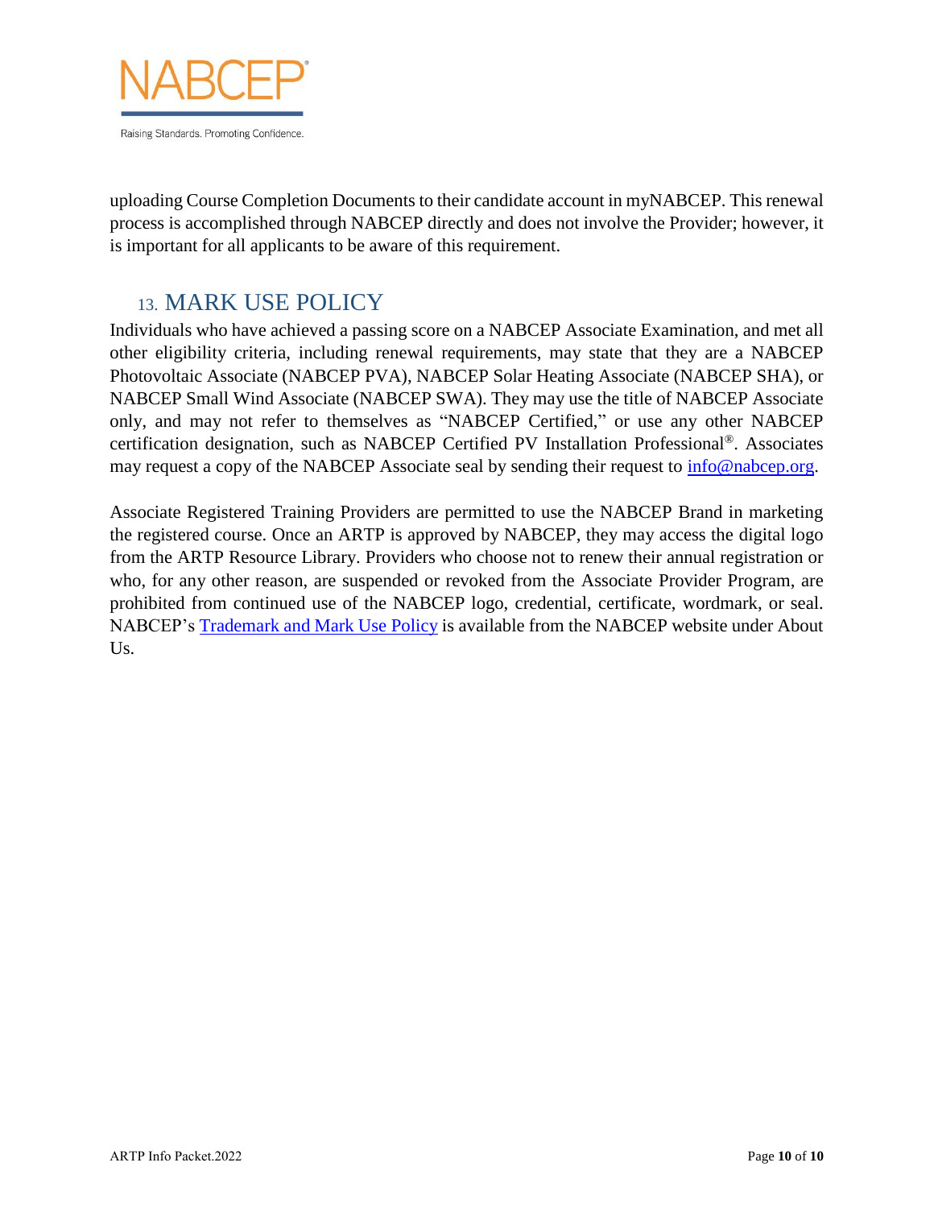uploading Course Completion Documents to their candidate account in myNABCEP. This renewal process is accomplished through NABCEP directly and does not involve the Provider; however, it is important for all applicants to be aware of this requirement.

## 13. MARK USE POLICY

Individuals who have achieved a passing score on a NABCEP Associate Examination, and met all other eligibility criteria, including renewal requirements, may state that they are a NABCEP Photovoltaic Associate (NABCEP PVA), NABCEP Solar Heating Associate (NABCEP SHA), or NABCEP Small Wind Associate (NABCEP SWA). They may use the title of NABCEP Associate only, and may not refer to themselves as “NABCEP Certified,” or use any other NABCEP certification designation, such as NABCEP Certified PV Installation Professional®. Associates may request a copy of the NABCEP Associate seal by sending their request to info@nabcep.org.

Associate Registered Training Providers are permitted to use the NABCEP Brand in marketing the registered course. Once an ARTP is approved by NABCEP, they may access the digital logo from the ARTP Resource Library. Providers who choose not to renew their annual registration or who, for any other reason, are suspended or revoked from the Associate Provider Program, are prohibited from continued use of the NABCEP logo, credential, certificate, wordmark, or seal. NABCEP’s Trademark and Mark Use Policy is available from the NABCEP website under About Us.